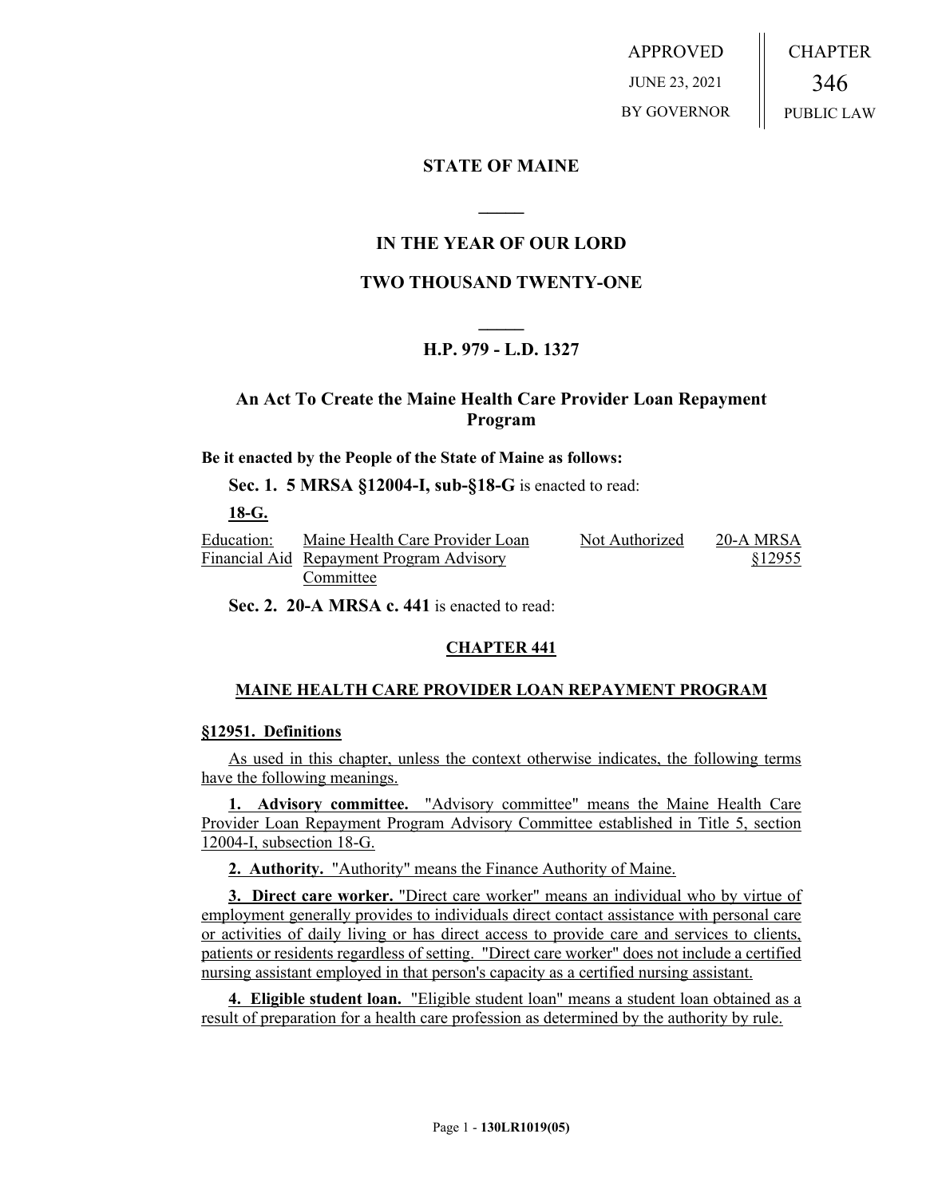APPROVED JUNE 23, 2021 BY GOVERNOR

CHAPTER 346 PUBLIC LAW

**STATE OF MAINE**

**IN THE YEAR OF OUR LORD**

**TWO THOUSAND TWENTY-ONE**

**H.P. 979 - L.D. 1327**

**An Act To Create the Maine Health Care Provider Loan Repayment Program**

**Be it enacted by the People of the State of Maine as follows:**

**Sec. 1. 5 MRSA §12004-I, sub-§18-G** is enacted to read:

**18-G.**

| Education: Financial Aid | Maine Health Care Provider Loan Repayment Program Advisory Committee | Not Authorized | 20-A MRSA §12955 |
|---|---|---|---|

**Sec. 2. 20-A MRSA c. 441** is enacted to read:

**CHAPTER 441**

**MAINE HEALTH CARE PROVIDER LOAN REPAYMENT PROGRAM**

**§12951. Definitions**

As used in this chapter, unless the context otherwise indicates, the following terms have the following meanings.

**1. Advisory committee.** "Advisory committee" means the Maine Health Care Provider Loan Repayment Program Advisory Committee established in Title 5, section 12004-I, subsection 18-G.

**2. Authority.** "Authority" means the Finance Authority of Maine.

**3. Direct care worker.** "Direct care worker" means an individual who by virtue of employment generally provides to individuals direct contact assistance with personal care or activities of daily living or has direct access to provide care and services to clients, patients or residents regardless of setting. "Direct care worker" does not include a certified nursing assistant employed in that person's capacity as a certified nursing assistant.

**4. Eligible student loan.** "Eligible student loan" means a student loan obtained as a result of preparation for a health care profession as determined by the authority by rule.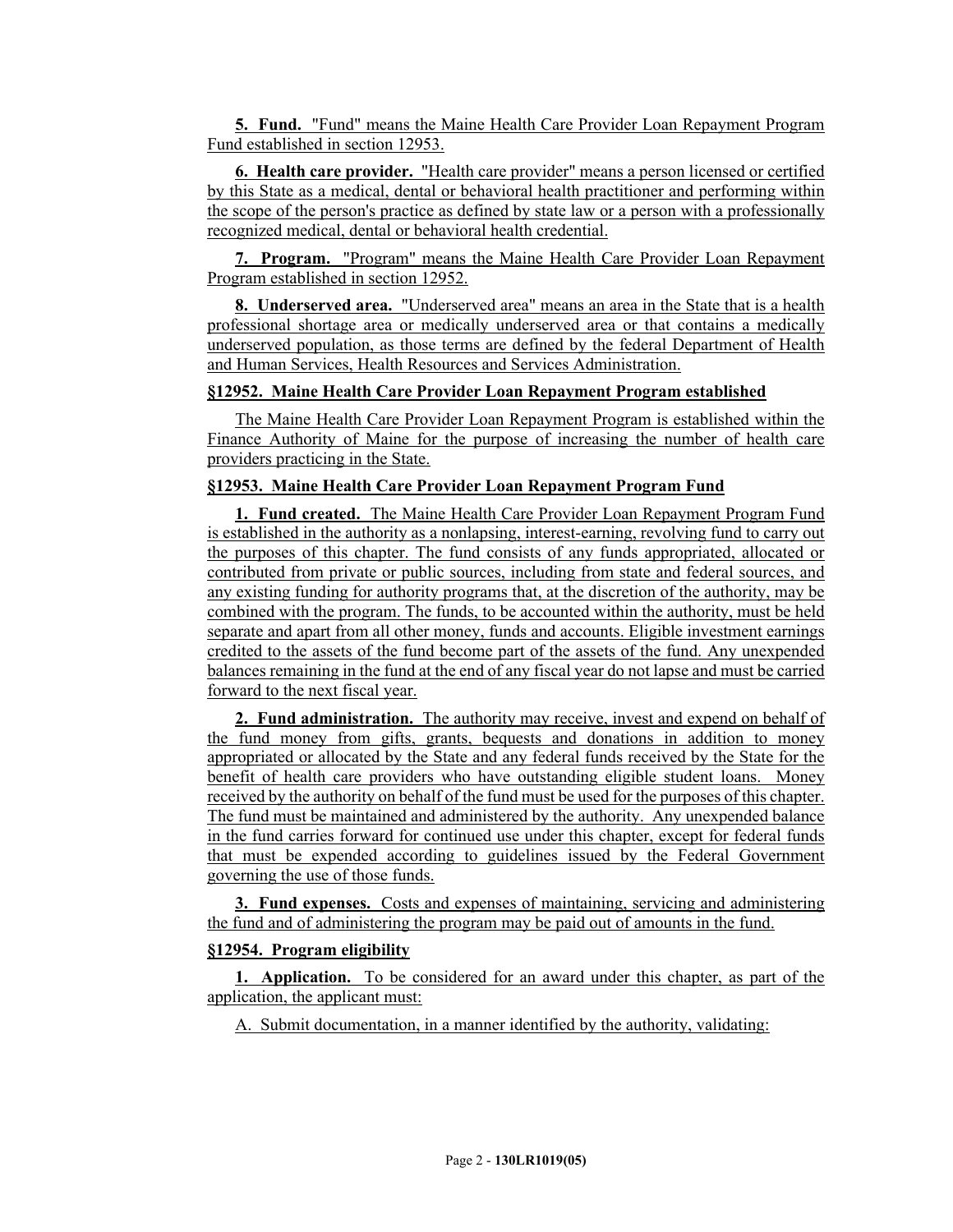**5. Fund.** "Fund" means the Maine Health Care Provider Loan Repayment Program Fund established in section 12953.

**6. Health care provider.** "Health care provider" means a person licensed or certified by this State as a medical, dental or behavioral health practitioner and performing within the scope of the person's practice as defined by state law or a person with a professionally recognized medical, dental or behavioral health credential.

**7. Program.** "Program" means the Maine Health Care Provider Loan Repayment Program established in section 12952.

**8. Underserved area.** "Underserved area" means an area in the State that is a health professional shortage area or medically underserved area or that contains a medically underserved population, as those terms are defined by the federal Department of Health and Human Services, Health Resources and Services Administration.

**§12952. Maine Health Care Provider Loan Repayment Program established**

The Maine Health Care Provider Loan Repayment Program is established within the Finance Authority of Maine for the purpose of increasing the number of health care providers practicing in the State.

**§12953. Maine Health Care Provider Loan Repayment Program Fund**

**1. Fund created.** The Maine Health Care Provider Loan Repayment Program Fund is established in the authority as a nonlapsing, interest-earning, revolving fund to carry out the purposes of this chapter. The fund consists of any funds appropriated, allocated or contributed from private or public sources, including from state and federal sources, and any existing funding for authority programs that, at the discretion of the authority, may be combined with the program. The funds, to be accounted within the authority, must be held separate and apart from all other money, funds and accounts. Eligible investment earnings credited to the assets of the fund become part of the assets of the fund. Any unexpended balances remaining in the fund at the end of any fiscal year do not lapse and must be carried forward to the next fiscal year.

**2. Fund administration.** The authority may receive, invest and expend on behalf of the fund money from gifts, grants, bequests and donations in addition to money appropriated or allocated by the State and any federal funds received by the State for the benefit of health care providers who have outstanding eligible student loans. Money received by the authority on behalf of the fund must be used for the purposes of this chapter. The fund must be maintained and administered by the authority. Any unexpended balance in the fund carries forward for continued use under this chapter, except for federal funds that must be expended according to guidelines issued by the Federal Government governing the use of those funds.

**3. Fund expenses.** Costs and expenses of maintaining, servicing and administering the fund and of administering the program may be paid out of amounts in the fund.

**§12954. Program eligibility**

**1. Application.** To be considered for an award under this chapter, as part of the application, the applicant must:

A. Submit documentation, in a manner identified by the authority, validating: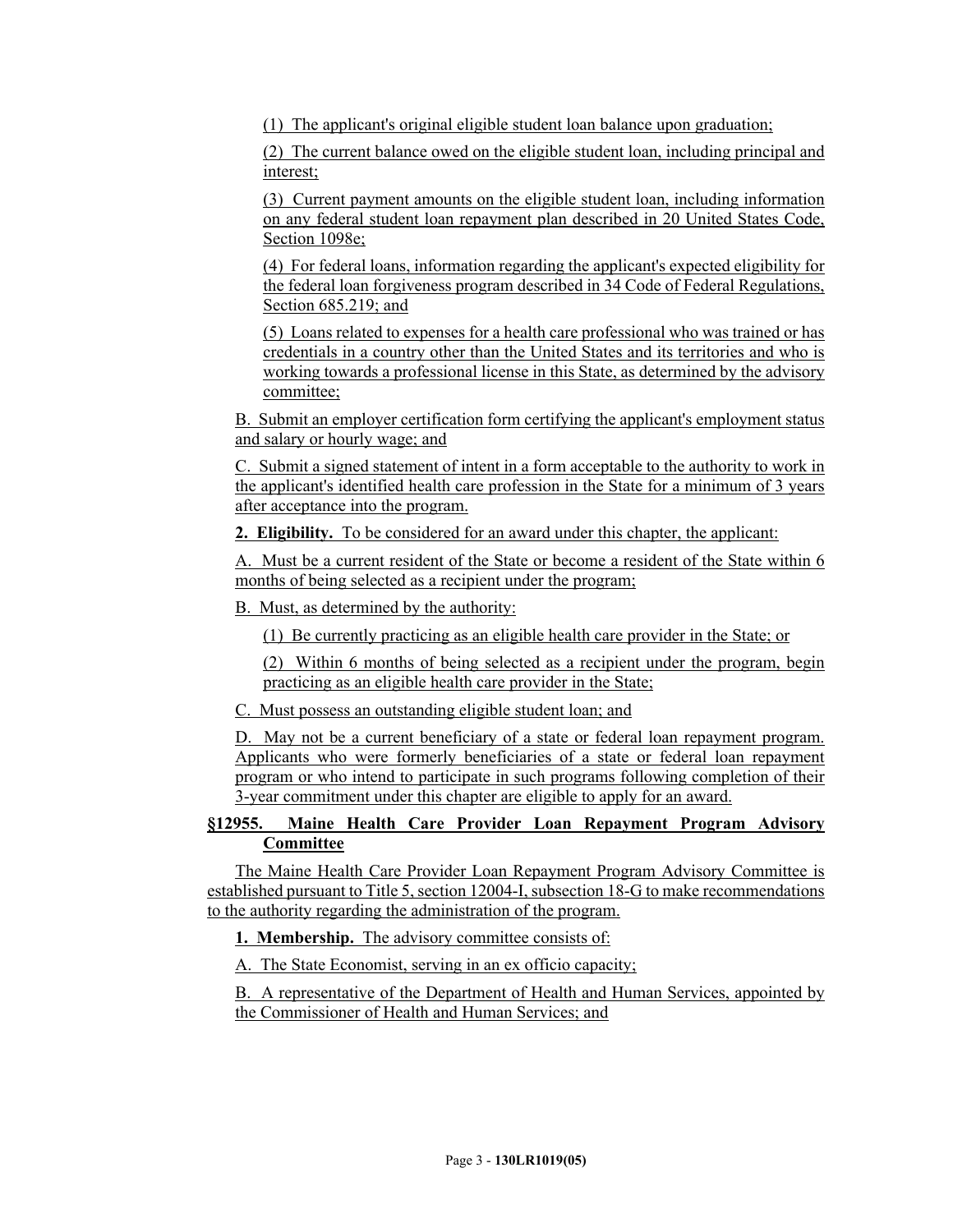(1) The applicant's original eligible student loan balance upon graduation;

(2) The current balance owed on the eligible student loan, including principal and interest;

(3) Current payment amounts on the eligible student loan, including information on any federal student loan repayment plan described in 20 United States Code, Section 1098e;

(4) For federal loans, information regarding the applicant's expected eligibility for the federal loan forgiveness program described in 34 Code of Federal Regulations, Section 685.219; and

(5) Loans related to expenses for a health care professional who was trained or has credentials in a country other than the United States and its territories and who is working towards a professional license in this State, as determined by the advisory committee;

B. Submit an employer certification form certifying the applicant's employment status and salary or hourly wage; and

C. Submit a signed statement of intent in a form acceptable to the authority to work in the applicant's identified health care profession in the State for a minimum of 3 years after acceptance into the program.

**2. Eligibility.** To be considered for an award under this chapter, the applicant:

A. Must be a current resident of the State or become a resident of the State within 6 months of being selected as a recipient under the program;

B. Must, as determined by the authority:

(1) Be currently practicing as an eligible health care provider in the State; or

(2) Within 6 months of being selected as a recipient under the program, begin practicing as an eligible health care provider in the State;

C. Must possess an outstanding eligible student loan; and

D. May not be a current beneficiary of a state or federal loan repayment program. Applicants who were formerly beneficiaries of a state or federal loan repayment program or who intend to participate in such programs following completion of their 3-year commitment under this chapter are eligible to apply for an award.

**§12955. Maine Health Care Provider Loan Repayment Program Advisory Committee**

The Maine Health Care Provider Loan Repayment Program Advisory Committee is established pursuant to Title 5, section 12004-I, subsection 18-G to make recommendations to the authority regarding the administration of the program.

**1. Membership.** The advisory committee consists of:

A. The State Economist, serving in an ex officio capacity;

B. A representative of the Department of Health and Human Services, appointed by the Commissioner of Health and Human Services; and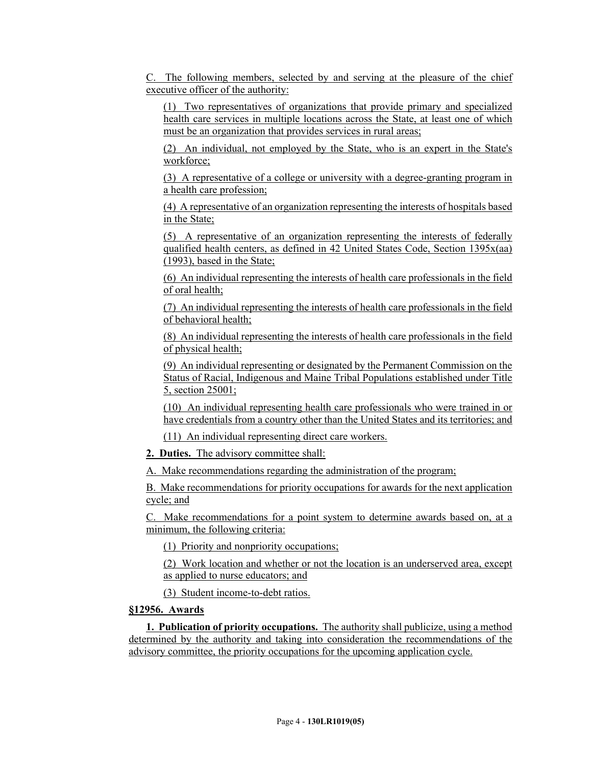C. The following members, selected by and serving at the pleasure of the chief executive officer of the authority:

(1) Two representatives of organizations that provide primary and specialized health care services in multiple locations across the State, at least one of which must be an organization that provides services in rural areas;

(2) An individual, not employed by the State, who is an expert in the State's workforce;

(3) A representative of a college or university with a degree-granting program in a health care profession;

(4) A representative of an organization representing the interests of hospitals based in the State;

(5) A representative of an organization representing the interests of federally qualified health centers, as defined in 42 United States Code, Section 1395x(aa) (1993), based in the State;

(6) An individual representing the interests of health care professionals in the field of oral health;

(7) An individual representing the interests of health care professionals in the field of behavioral health;

(8) An individual representing the interests of health care professionals in the field of physical health;

(9) An individual representing or designated by the Permanent Commission on the Status of Racial, Indigenous and Maine Tribal Populations established under Title 5, section 25001;

(10) An individual representing health care professionals who were trained in or have credentials from a country other than the United States and its territories; and

(11) An individual representing direct care workers.

**2. Duties.** The advisory committee shall:

A. Make recommendations regarding the administration of the program;

B. Make recommendations for priority occupations for awards for the next application cycle; and

C. Make recommendations for a point system to determine awards based on, at a minimum, the following criteria:

(1) Priority and nonpriority occupations;

(2) Work location and whether or not the location is an underserved area, except as applied to nurse educators; and

(3) Student income-to-debt ratios.

**§12956. Awards**

**1. Publication of priority occupations.** The authority shall publicize, using a method determined by the authority and taking into consideration the recommendations of the advisory committee, the priority occupations for the upcoming application cycle.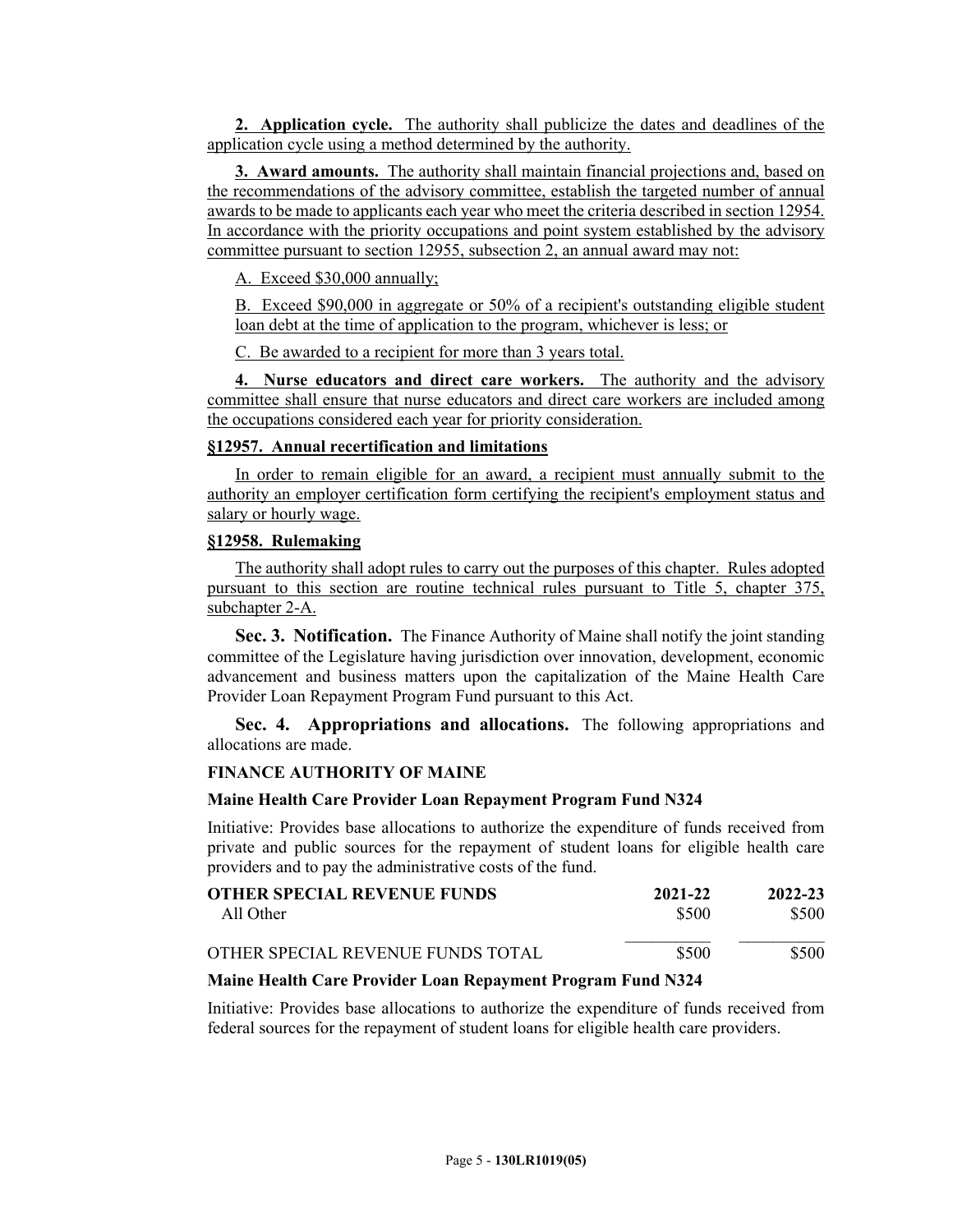**2. Application cycle.** The authority shall publicize the dates and deadlines of the application cycle using a method determined by the authority.

**3. Award amounts.** The authority shall maintain financial projections and, based on the recommendations of the advisory committee, establish the targeted number of annual awards to be made to applicants each year who meet the criteria described in section 12954. In accordance with the priority occupations and point system established by the advisory committee pursuant to section 12955, subsection 2, an annual award may not:

A. Exceed $30,000 annually;

B. Exceed $90,000 in aggregate or 50% of a recipient's outstanding eligible student loan debt at the time of application to the program, whichever is less; or

C. Be awarded to a recipient for more than 3 years total.

**4. Nurse educators and direct care workers.** The authority and the advisory committee shall ensure that nurse educators and direct care workers are included among the occupations considered each year for priority consideration.

**§12957. Annual recertification and limitations**

In order to remain eligible for an award, a recipient must annually submit to the authority an employer certification form certifying the recipient's employment status and salary or hourly wage.

**§12958. Rulemaking**

The authority shall adopt rules to carry out the purposes of this chapter. Rules adopted pursuant to this section are routine technical rules pursuant to Title 5, chapter 375, subchapter 2-A.

**Sec. 3. Notification.** The Finance Authority of Maine shall notify the joint standing committee of the Legislature having jurisdiction over innovation, development, economic advancement and business matters upon the capitalization of the Maine Health Care Provider Loan Repayment Program Fund pursuant to this Act.

**Sec. 4. Appropriations and allocations.** The following appropriations and allocations are made.

**FINANCE AUTHORITY OF MAINE**

**Maine Health Care Provider Loan Repayment Program Fund N324**

Initiative: Provides base allocations to authorize the expenditure of funds received from private and public sources for the repayment of student loans for eligible health care providers and to pay the administrative costs of the fund.

| **OTHER SPECIAL REVENUE FUNDS** | **2021-22** | **2022-23** |
|---|---|---|
| All Other | $500 | $500 |
| OTHER SPECIAL REVENUE FUNDS TOTAL | $500 | $500 |

**Maine Health Care Provider Loan Repayment Program Fund N324**

Initiative: Provides base allocations to authorize the expenditure of funds received from federal sources for the repayment of student loans for eligible health care providers.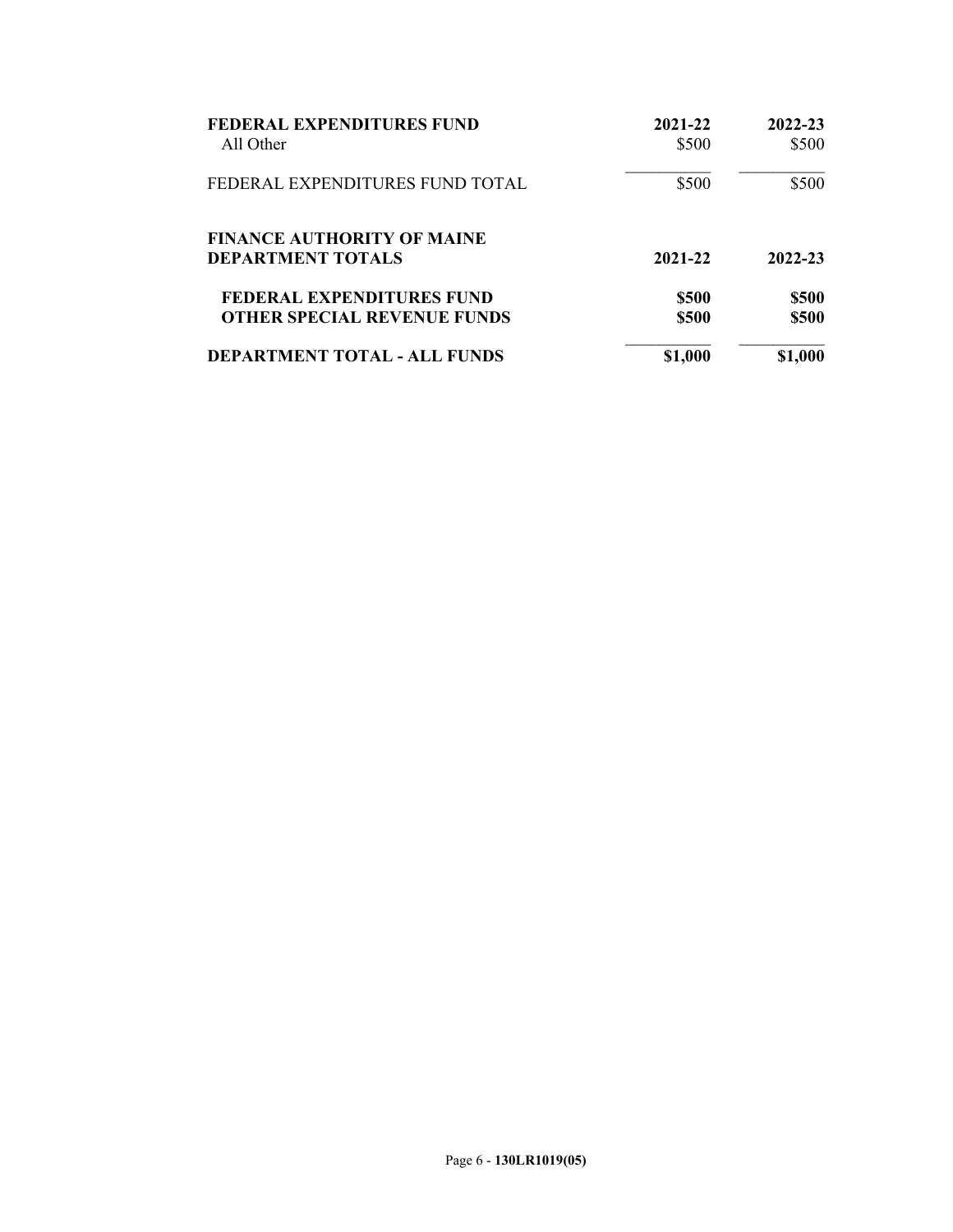| **FEDERAL EXPENDITURES FUND** | **2021-22** | **2022-23** |
| --- | --- | --- |
| All Other | $500 | $500 |
| FEDERAL EXPENDITURES FUND TOTAL | $500 | $500 |

| **FINANCE AUTHORITY OF MAINE DEPARTMENT TOTALS** | **2021-22** | **2022-23** |
| --- | --- | --- |
| **FEDERAL EXPENDITURES FUND** | **$500** | **$500** |
| **OTHER SPECIAL REVENUE FUNDS** | **$500** | **$500** |
| **DEPARTMENT TOTAL - ALL FUNDS** | **$1,000** | **$1,000** |